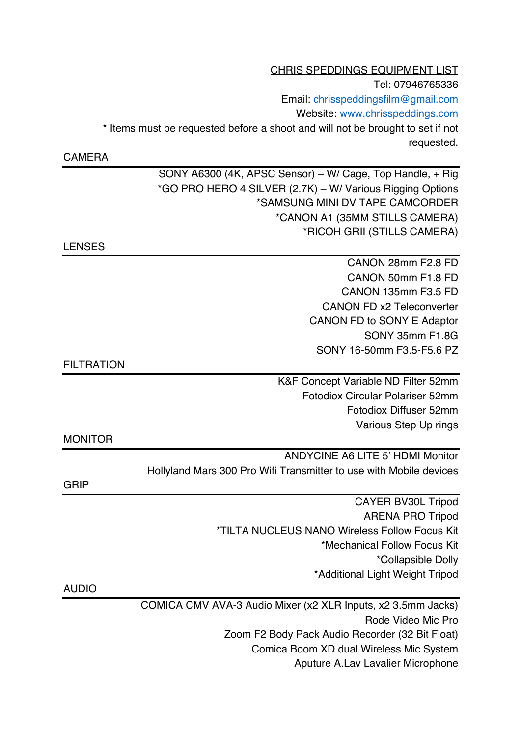# CHRIS SPEDDINGS EQUIPMENT LIST

Tel: 07946765336

Email: chrisspeddingsfilm@gmail.com

Website: www.chrisspeddings.com

* Items must be requested before a shoot and will not be brought to set if not requested.

## CAMERA

SONY A6300 (4K, APSC Sensor) – W/ Cage, Top Handle, + Rig

*GO PRO HERO 4 SILVER (2.7K) – W/ Various Rigging Options

*SAMSUNG MINI DV TAPE CAMCORDER

*CANON A1 (35MM STILLS CAMERA)

*RICOH GRII (STILLS CAMERA)

## LENSES

CANON 28mm F2.8 FD

CANON 50mm F1.8 FD

CANON 135mm F3.5 FD

CANON FD x2 Teleconverter

CANON FD to SONY E Adaptor

SONY 35mm F1.8G

SONY 16-50mm F3.5-F5.6 PZ

## FILTRATION

K&F Concept Variable ND Filter 52mm

Fotodiox Circular Polariser 52mm

Fotodiox Diffuser 52mm

Various Step Up rings

## MONITOR

ANDYCINE A6 LITE 5' HDMI Monitor

Hollyland Mars 300 Pro Wifi Transmitter to use with Mobile devices

## GRIP

CAYER BV30L Tripod

ARENA PRO Tripod

*TILTA NUCLEUS NANO Wireless Follow Focus Kit

*Mechanical Follow Focus Kit

*Collapsible Dolly

*Additional Light Weight Tripod

## AUDIO

COMICA CMV AVA-3 Audio Mixer (x2 XLR Inputs, x2 3.5mm Jacks)

Rode Video Mic Pro

Zoom F2 Body Pack Audio Recorder (32 Bit Float)

Comica Boom XD dual Wireless Mic System

Aputure A.Lav Lavalier Microphone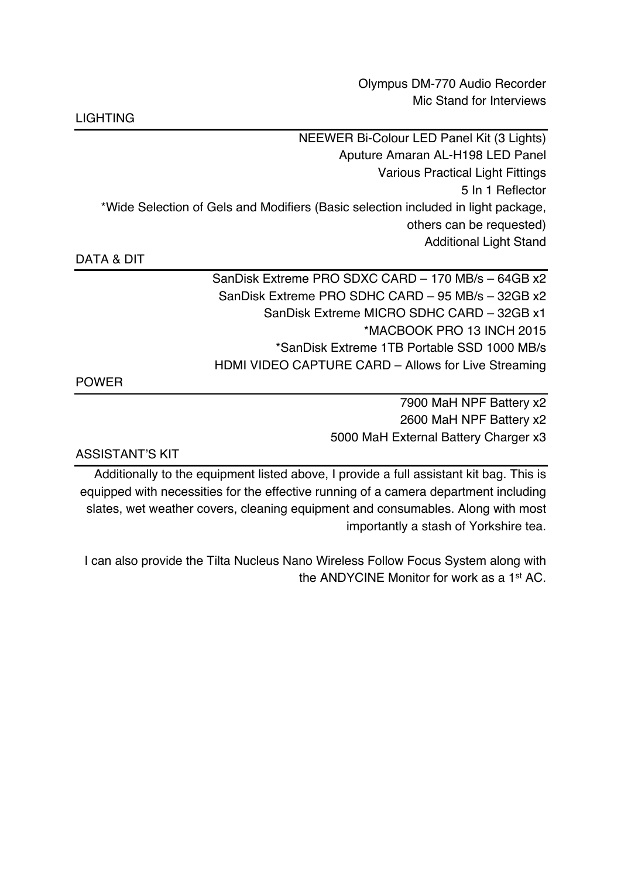Olympus DM-770 Audio Recorder
Mic Stand for Interviews

## LIGHTING

NEEWER Bi-Colour LED Panel Kit (3 Lights)
Aputure Amaran AL-H198 LED Panel
Various Practical Light Fittings
5 In 1 Reflector
*Wide Selection of Gels and Modifiers (Basic selection included in light package, others can be requested)
Additional Light Stand

## DATA & DIT

SanDisk Extreme PRO SDXC CARD – 170 MB/s – 64GB x2
SanDisk Extreme PRO SDHC CARD – 95 MB/s – 32GB x2
SanDisk Extreme MICRO SDHC CARD – 32GB x1
*MACBOOK PRO 13 INCH 2015
*SanDisk Extreme 1TB Portable SSD 1000 MB/s
HDMI VIDEO CAPTURE CARD – Allows for Live Streaming

## POWER

7900 MaH NPF Battery x2
2600 MaH NPF Battery x2
5000 MaH External Battery Charger x3

## ASSISTANT'S KIT

Additionally to the equipment listed above, I provide a full assistant kit bag. This is equipped with necessities for the effective running of a camera department including slates, wet weather covers, cleaning equipment and consumables. Along with most importantly a stash of Yorkshire tea.

I can also provide the Tilta Nucleus Nano Wireless Follow Focus System along with the ANDYCINE Monitor for work as a 1st AC.